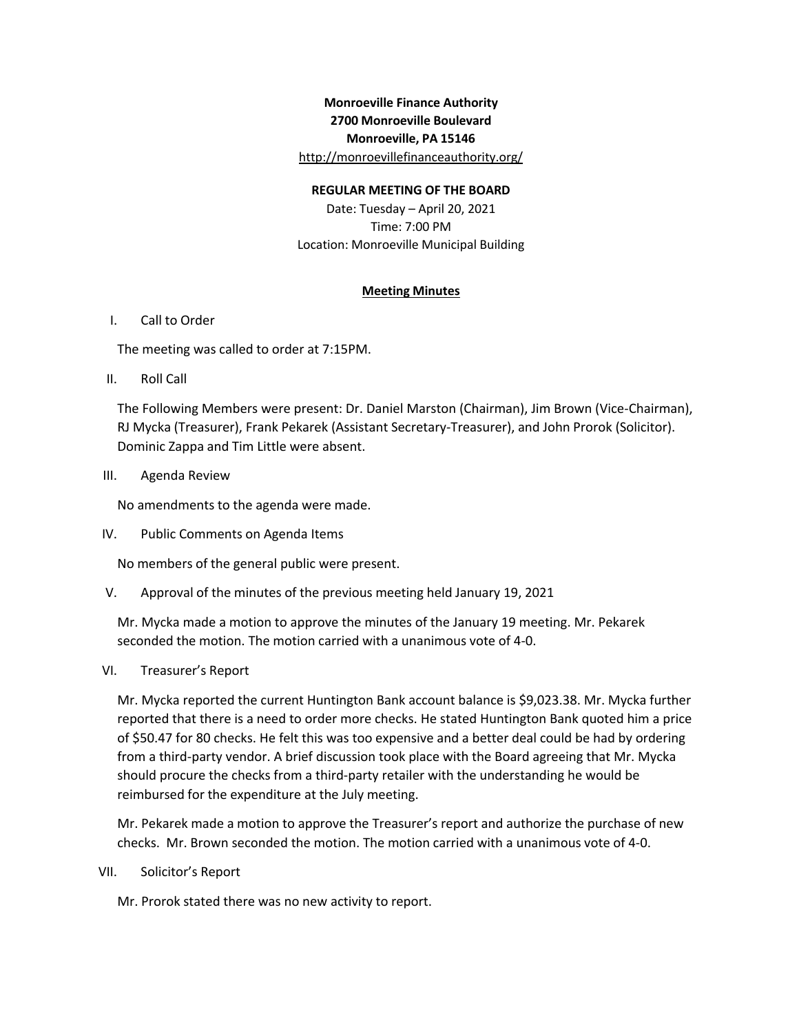**Monroeville Finance Authority**
**2700 Monroeville Boulevard**
**Monroeville, PA 15146**
http://monroevillefinanceauthority.org/

**REGULAR MEETING OF THE BOARD**
Date: Tuesday – April 20, 2021
Time: 7:00 PM
Location: Monroeville Municipal Building

## Meeting Minutes

I. Call to Order

The meeting was called to order at 7:15PM.

II. Roll Call

The Following Members were present: Dr. Daniel Marston (Chairman), Jim Brown (Vice-Chairman), RJ Mycka (Treasurer), Frank Pekarek (Assistant Secretary-Treasurer), and John Prorok (Solicitor). Dominic Zappa and Tim Little were absent.

III. Agenda Review

No amendments to the agenda were made.

IV. Public Comments on Agenda Items

No members of the general public were present.

V. Approval of the minutes of the previous meeting held January 19, 2021

Mr. Mycka made a motion to approve the minutes of the January 19 meeting. Mr. Pekarek seconded the motion. The motion carried with a unanimous vote of 4-0.

VI. Treasurer's Report

Mr. Mycka reported the current Huntington Bank account balance is $9,023.38. Mr. Mycka further reported that there is a need to order more checks. He stated Huntington Bank quoted him a price of $50.47 for 80 checks. He felt this was too expensive and a better deal could be had by ordering from a third-party vendor. A brief discussion took place with the Board agreeing that Mr. Mycka should procure the checks from a third-party retailer with the understanding he would be reimbursed for the expenditure at the July meeting.

Mr. Pekarek made a motion to approve the Treasurer's report and authorize the purchase of new checks. Mr. Brown seconded the motion. The motion carried with a unanimous vote of 4-0.

VII. Solicitor's Report

Mr. Prorok stated there was no new activity to report.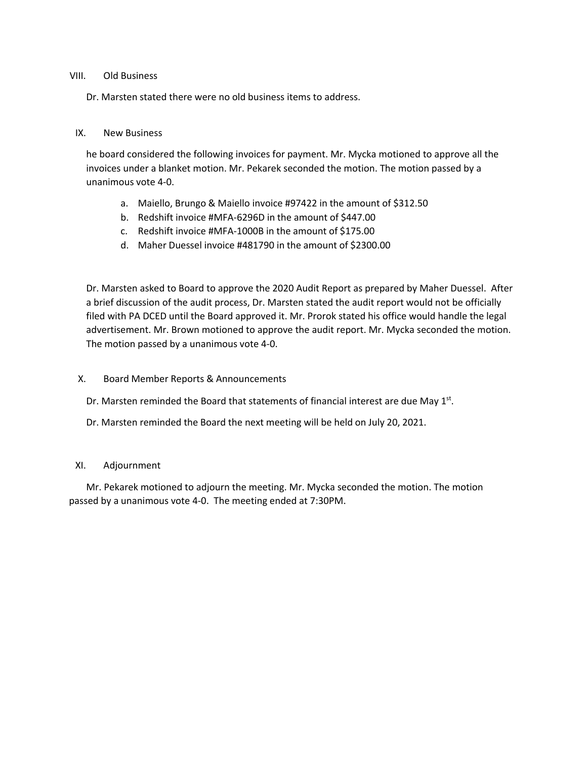## VIII. Old Business

Dr. Marsten stated there were no old business items to address.

## IX. New Business

he board considered the following invoices for payment. Mr. Mycka motioned to approve all the invoices under a blanket motion. Mr. Pekarek seconded the motion. The motion passed by a unanimous vote 4-0.

a. Maiello, Brungo & Maiello invoice #97422 in the amount of $312.50
b. Redshift invoice #MFA-6296D in the amount of $447.00
c. Redshift invoice #MFA-1000B in the amount of $175.00
d. Maher Duessel invoice #481790 in the amount of $2300.00

Dr. Marsten asked to Board to approve the 2020 Audit Report as prepared by Maher Duessel. After a brief discussion of the audit process, Dr. Marsten stated the audit report would not be officially filed with PA DCED until the Board approved it. Mr. Prorok stated his office would handle the legal advertisement. Mr. Brown motioned to approve the audit report. Mr. Mycka seconded the motion. The motion passed by a unanimous vote 4-0.

## X. Board Member Reports & Announcements

Dr. Marsten reminded the Board that statements of financial interest are due May 1st.

Dr. Marsten reminded the Board the next meeting will be held on July 20, 2021.

## XI. Adjournment

Mr. Pekarek motioned to adjourn the meeting. Mr. Mycka seconded the motion. The motion passed by a unanimous vote 4-0. The meeting ended at 7:30PM.